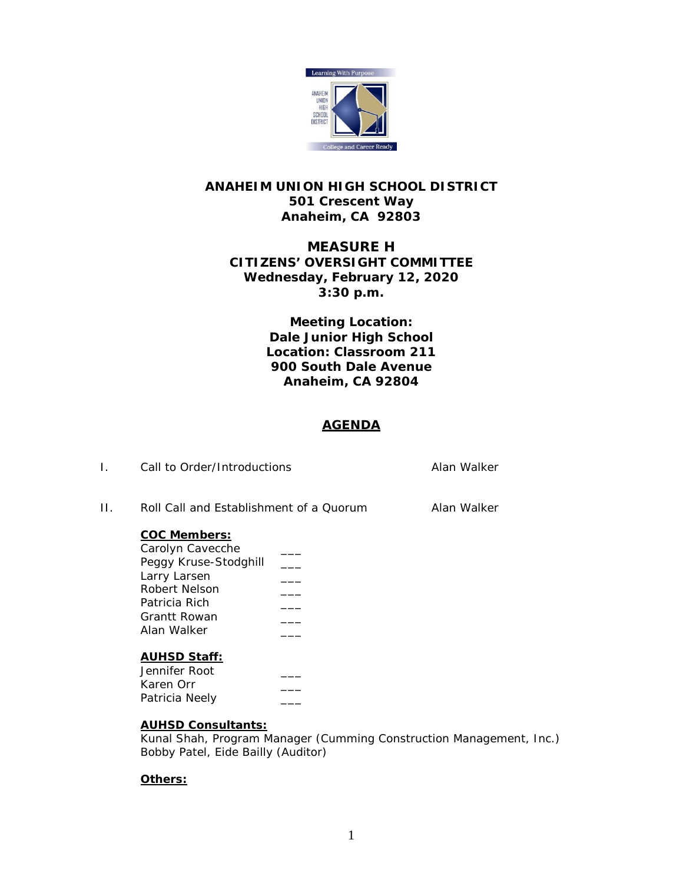**ANAHEIM UNION HIGH SCHOOL DISTRICT**
**501 Crescent Way**
**Anaheim, CA 92803**

**MEASURE H**
**CITIZENS' OVERSIGHT COMMITTEE**
**Wednesday, February 12, 2020**
**3:30 p.m.**

**Meeting Location:**
**Dale Junior High School**
**Location: Classroom 211**
**900 South Dale Avenue**
**Anaheim, CA 92804**

## AGENDA

I. Call to Order/Introductions — Alan Walker

II. Roll Call and Establishment of a Quorum — Alan Walker

**COC Members:**

Carolyn Cavecche ___
Peggy Kruse-Stodghill ___
Larry Larsen ___
Robert Nelson ___
Patricia Rich ___
Grantt Rowan ___
Alan Walker ___

**AUHSD Staff:**

Jennifer Root ___
Karen Orr ___
Patricia Neely ___

**AUHSD Consultants:**

Kunal Shah, Program Manager (Cumming Construction Management, Inc.)
Bobby Patel, Eide Bailly (Auditor)

**Others:**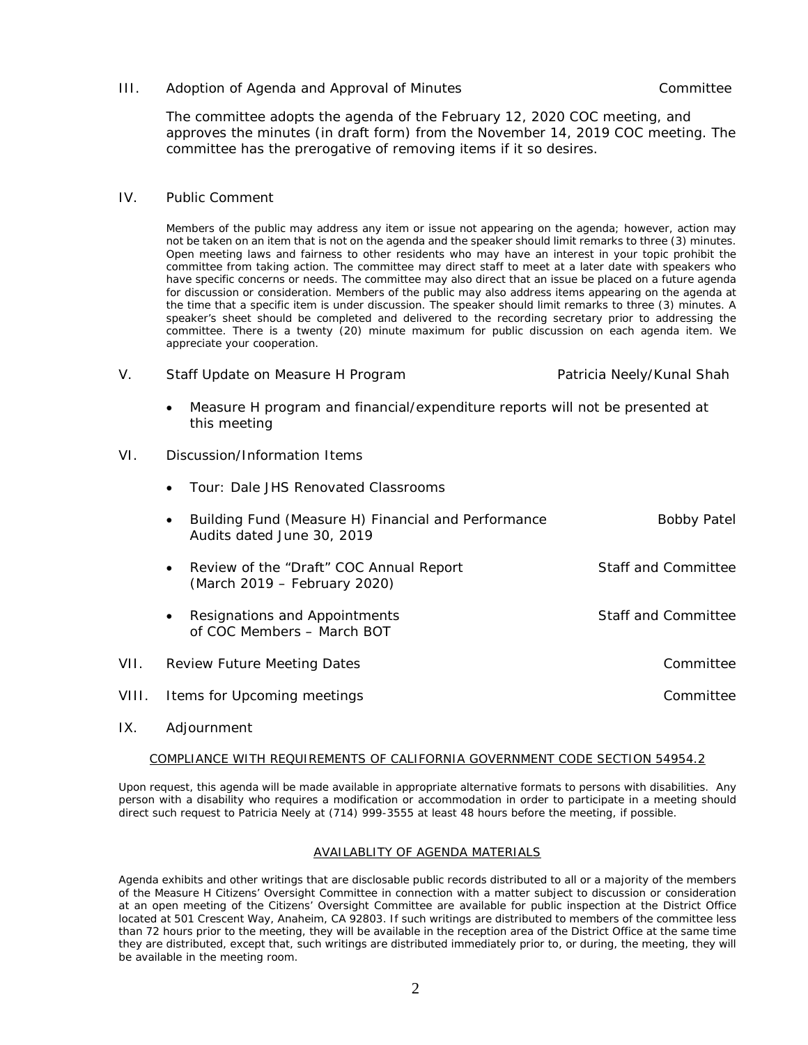III. Adoption of Agenda and Approval of Minutes — Committee

The committee adopts the agenda of the February 12, 2020 COC meeting, and approves the minutes (in draft form) from the November 14, 2019 COC meeting. The committee has the prerogative of removing items if it so desires.

IV. Public Comment

Members of the public may address any item or issue not appearing on the agenda; however, action may not be taken on an item that is not on the agenda and the speaker should limit remarks to three (3) minutes. Open meeting laws and fairness to other residents who may have an interest in your topic prohibit the committee from taking action. The committee may direct staff to meet at a later date with speakers who have specific concerns or needs. The committee may also direct that an issue be placed on a future agenda for discussion or consideration. Members of the public may also address items appearing on the agenda at the time that a specific item is under discussion. The speaker should limit remarks to three (3) minutes. A speaker's sheet should be completed and delivered to the recording secretary prior to addressing the committee. There is a twenty (20) minute maximum for public discussion on each agenda item. We appreciate your cooperation.

V. Staff Update on Measure H Program — Patricia Neely/Kunal Shah

- Measure H program and financial/expenditure reports will not be presented at this meeting

VI. Discussion/Information Items

- Tour: Dale JHS Renovated Classrooms
- Building Fund (Measure H) Financial and Performance Audits dated June 30, 2019 — Bobby Patel
- Review of the "Draft" COC Annual Report (March 2019 – February 2020) — Staff and Committee
- Resignations and Appointments of COC Members – March BOT — Staff and Committee

VII. Review Future Meeting Dates — Committee

VIII. Items for Upcoming meetings — Committee

IX. Adjournment

COMPLIANCE WITH REQUIREMENTS OF CALIFORNIA GOVERNMENT CODE SECTION 54954.2

Upon request, this agenda will be made available in appropriate alternative formats to persons with disabilities. Any person with a disability who requires a modification or accommodation in order to participate in a meeting should direct such request to Patricia Neely at (714) 999-3555 at least 48 hours before the meeting, if possible.

AVAILABLITY OF AGENDA MATERIALS

Agenda exhibits and other writings that are disclosable public records distributed to all or a majority of the members of the Measure H Citizens' Oversight Committee in connection with a matter subject to discussion or consideration at an open meeting of the Citizens' Oversight Committee are available for public inspection at the District Office located at 501 Crescent Way, Anaheim, CA 92803. If such writings are distributed to members of the committee less than 72 hours prior to the meeting, they will be available in the reception area of the District Office at the same time they are distributed, except that, such writings are distributed immediately prior to, or during, the meeting, they will be available in the meeting room.